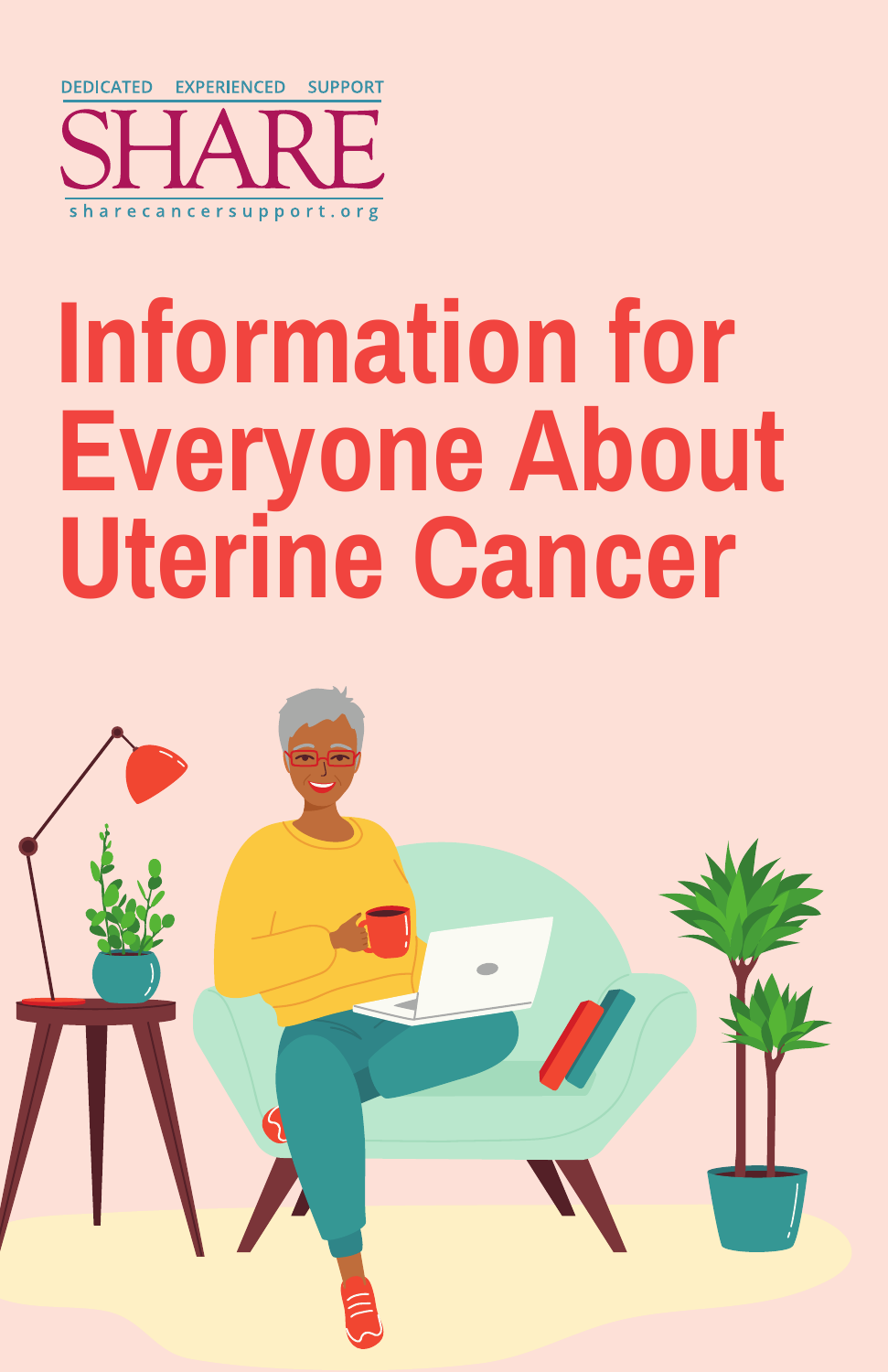DEDICATED EXPERIENCED SUPPORT

SHARE

sharecancersupport.org

# Information for Everyone About Uterine Cancer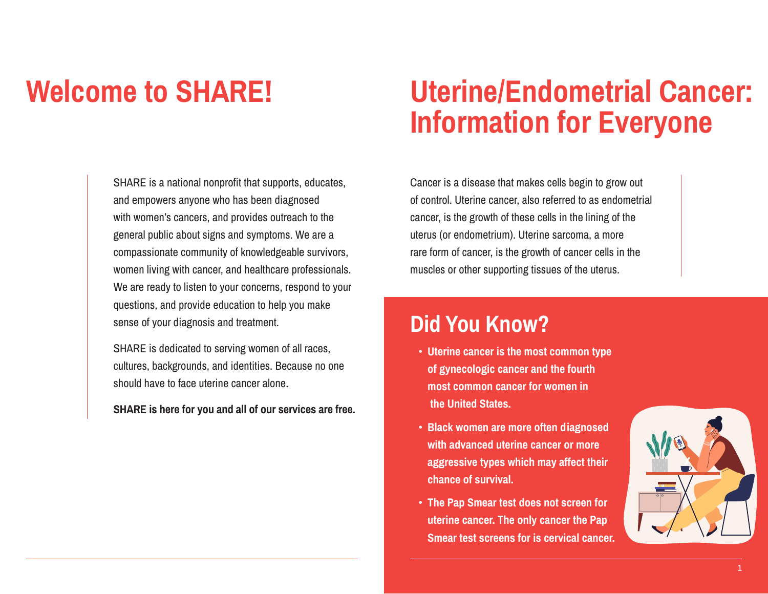# Welcome to SHARE!

SHARE is a national nonprofit that supports, educates, and empowers anyone who has been diagnosed with women's cancers, and provides outreach to the general public about signs and symptoms. We are a compassionate community of knowledgeable survivors, women living with cancer, and healthcare professionals. We are ready to listen to your concerns, respond to your questions, and provide education to help you make sense of your diagnosis and treatment.

SHARE is dedicated to serving women of all races, cultures, backgrounds, and identities. Because no one should have to face uterine cancer alone.

**SHARE is here for you and all of our services are free.**

# Uterine/Endometrial Cancer: Information for Everyone

Cancer is a disease that makes cells begin to grow out of control. Uterine cancer, also referred to as endometrial cancer, is the growth of these cells in the lining of the uterus (or endometrium). Uterine sarcoma, a more rare form of cancer, is the growth of cancer cells in the muscles or other supporting tissues of the uterus.

## Did You Know?

- **Uterine cancer is the most common type of gynecologic cancer and the fourth most common cancer for women in the United States.**
- **Black women are more often diagnosed with advanced uterine cancer or more aggressive types which may affect their chance of survival.**
- **The Pap Smear test does not screen for uterine cancer. The only cancer the Pap Smear test screens for is cervical cancer.**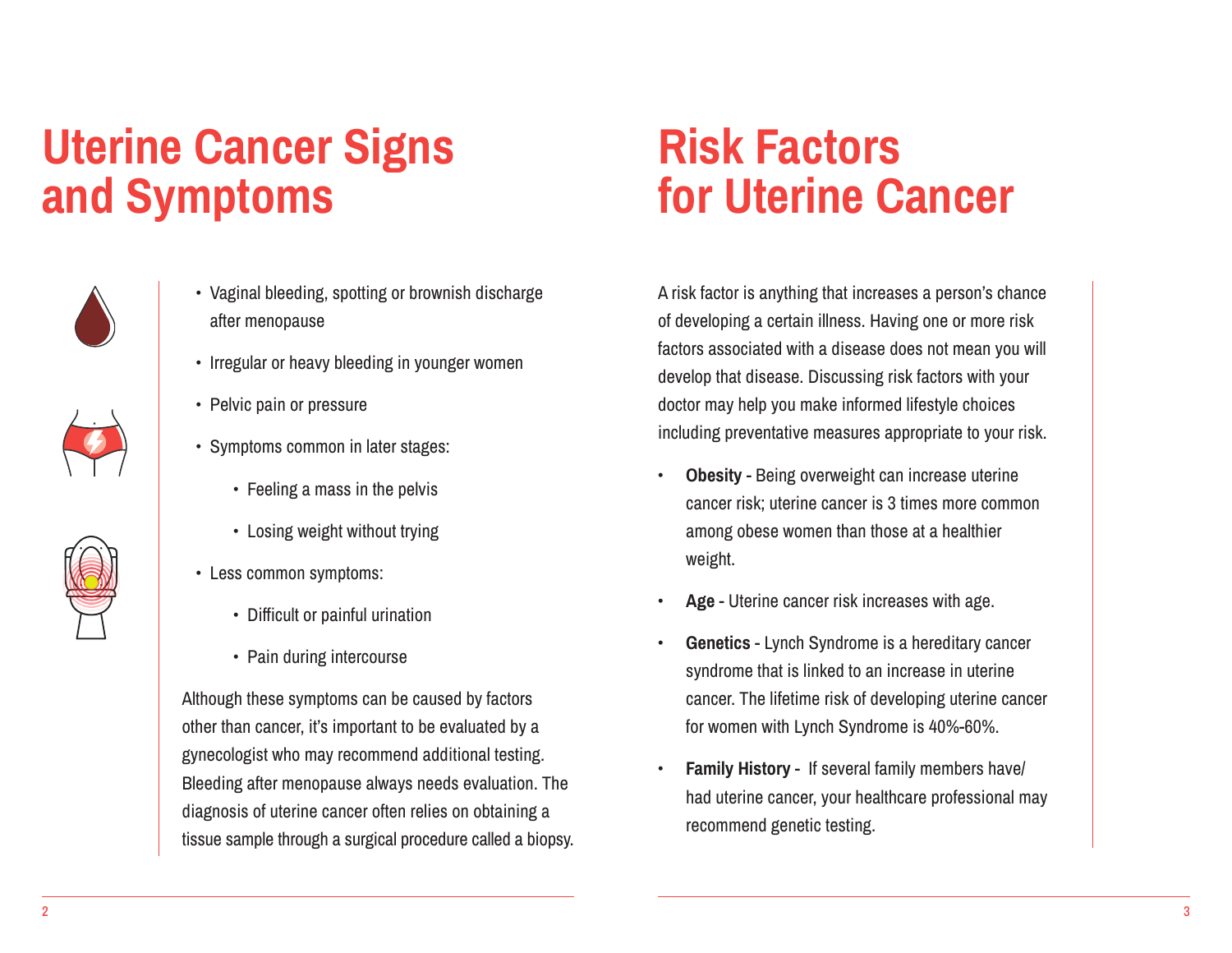# Uterine Cancer Signs and Symptoms

- Vaginal bleeding, spotting or brownish discharge after menopause
- Irregular or heavy bleeding in younger women
- Pelvic pain or pressure
- Symptoms common in later stages:
  - Feeling a mass in the pelvis
  - Losing weight without trying
- Less common symptoms:
  - Difficult or painful urination
  - Pain during intercourse

Although these symptoms can be caused by factors other than cancer, it's important to be evaluated by a gynecologist who may recommend additional testing. Bleeding after menopause always needs evaluation. The diagnosis of uterine cancer often relies on obtaining a tissue sample through a surgical procedure called a biopsy.

# Risk Factors for Uterine Cancer

A risk factor is anything that increases a person's chance of developing a certain illness. Having one or more risk factors associated with a disease does not mean you will develop that disease. Discussing risk factors with your doctor may help you make informed lifestyle choices including preventative measures appropriate to your risk.

- **Obesity -** Being overweight can increase uterine cancer risk; uterine cancer is 3 times more common among obese women than those at a healthier weight.
- **Age -** Uterine cancer risk increases with age.
- **Genetics -** Lynch Syndrome is a hereditary cancer syndrome that is linked to an increase in uterine cancer. The lifetime risk of developing uterine cancer for women with Lynch Syndrome is 40%-60%.
- **Family History -** If several family members have/had uterine cancer, your healthcare professional may recommend genetic testing.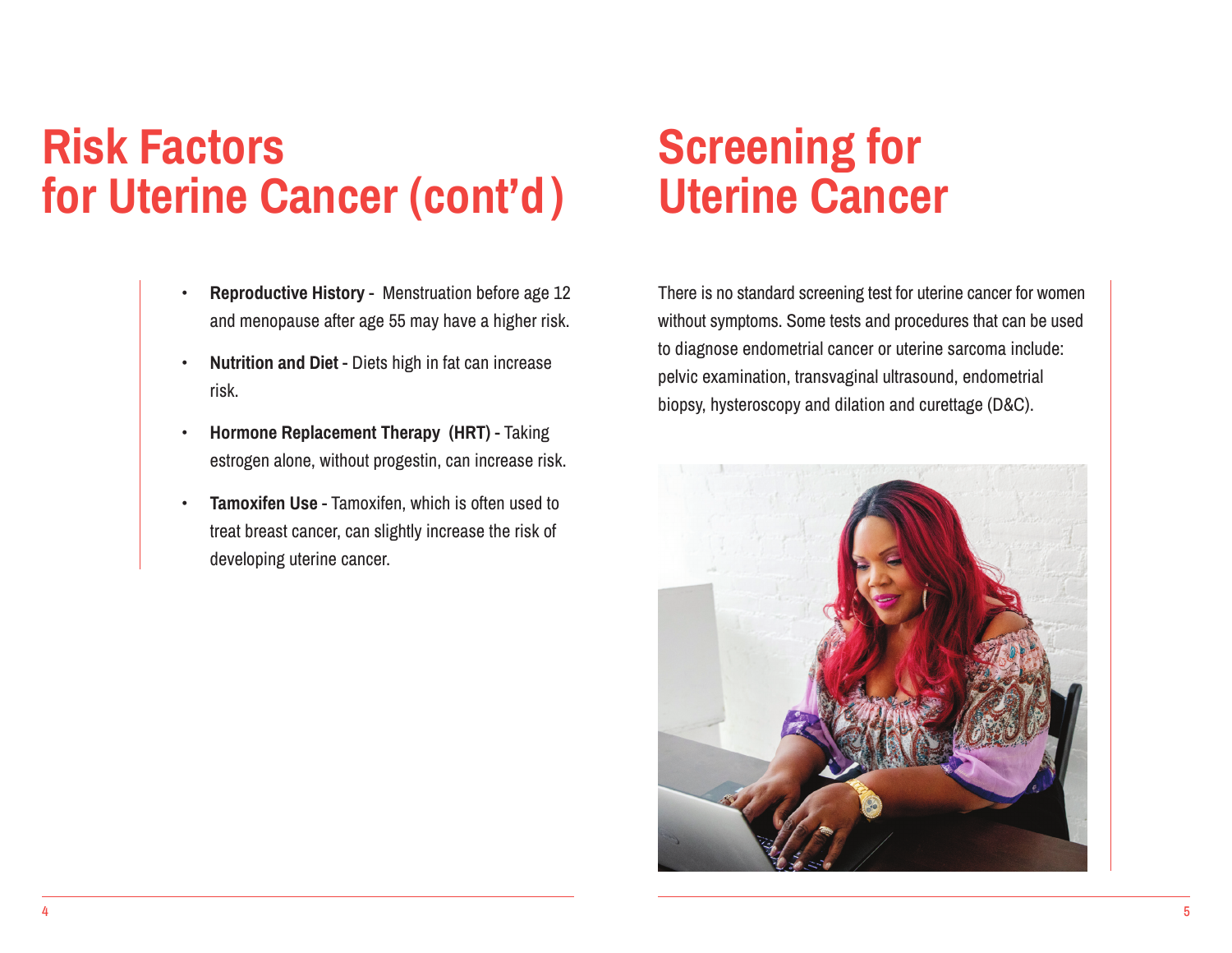# Risk Factors for Uterine Cancer (cont'd)

- **Reproductive History -** Menstruation before age 12 and menopause after age 55 may have a higher risk.
- **Nutrition and Diet -** Diets high in fat can increase risk.
- **Hormone Replacement Therapy (HRT) -** Taking estrogen alone, without progestin, can increase risk.
- **Tamoxifen Use -** Tamoxifen, which is often used to treat breast cancer, can slightly increase the risk of developing uterine cancer.

# Screening for Uterine Cancer

There is no standard screening test for uterine cancer for women without symptoms. Some tests and procedures that can be used to diagnose endometrial cancer or uterine sarcoma include: pelvic examination, transvaginal ultrasound, endometrial biopsy, hysteroscopy and dilation and curettage (D&C).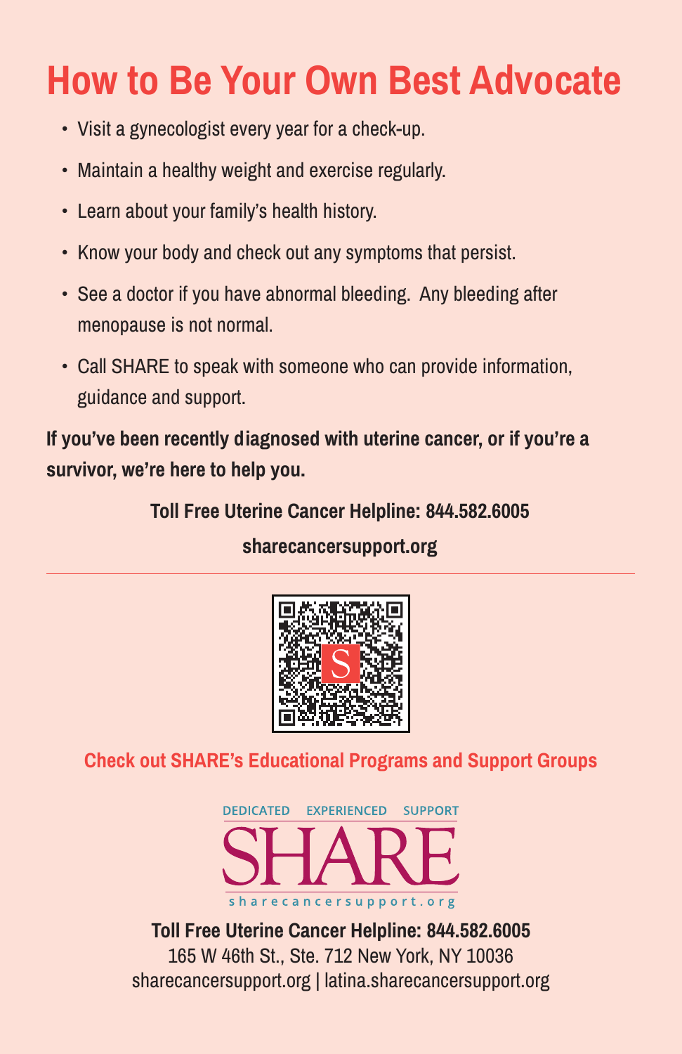# How to Be Your Own Best Advocate

- Visit a gynecologist every year for a check-up.
- Maintain a healthy weight and exercise regularly.
- Learn about your family's health history.
- Know your body and check out any symptoms that persist.
- See a doctor if you have abnormal bleeding. Any bleeding after menopause is not normal.
- Call SHARE to speak with someone who can provide information, guidance and support.

**If you've been recently diagnosed with uterine cancer, or if you're a survivor, we're here to help you.**

**Toll Free Uterine Cancer Helpline: 844.582.6005**

**sharecancersupport.org**

---

**Check out SHARE's Educational Programs and Support Groups**

DEDICATED EXPERIENCED SUPPORT

SHARE

sharecancersupport.org

**Toll Free Uterine Cancer Helpline: 844.582.6005**

165 W 46th St., Ste. 712 New York, NY 10036

sharecancersupport.org | latina.sharecancersupport.org